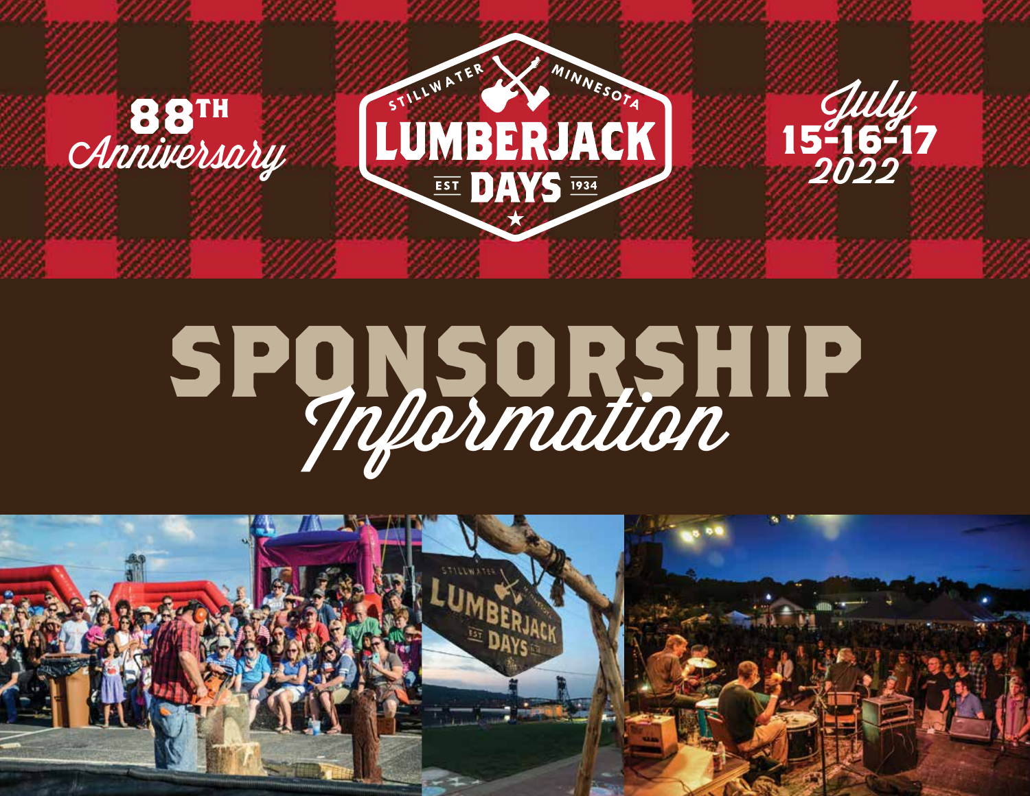88TH Anniversary

STILLWATER MINNESOTA

# LUMBERJACK DAYS

EST 1934

July 15-16-17 2022

# SPONSORSHIP Information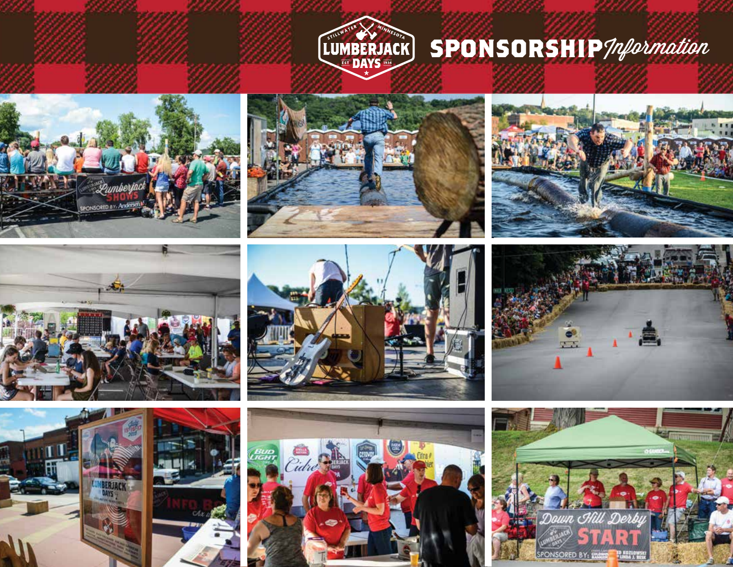# SPONSORSHIP *Information*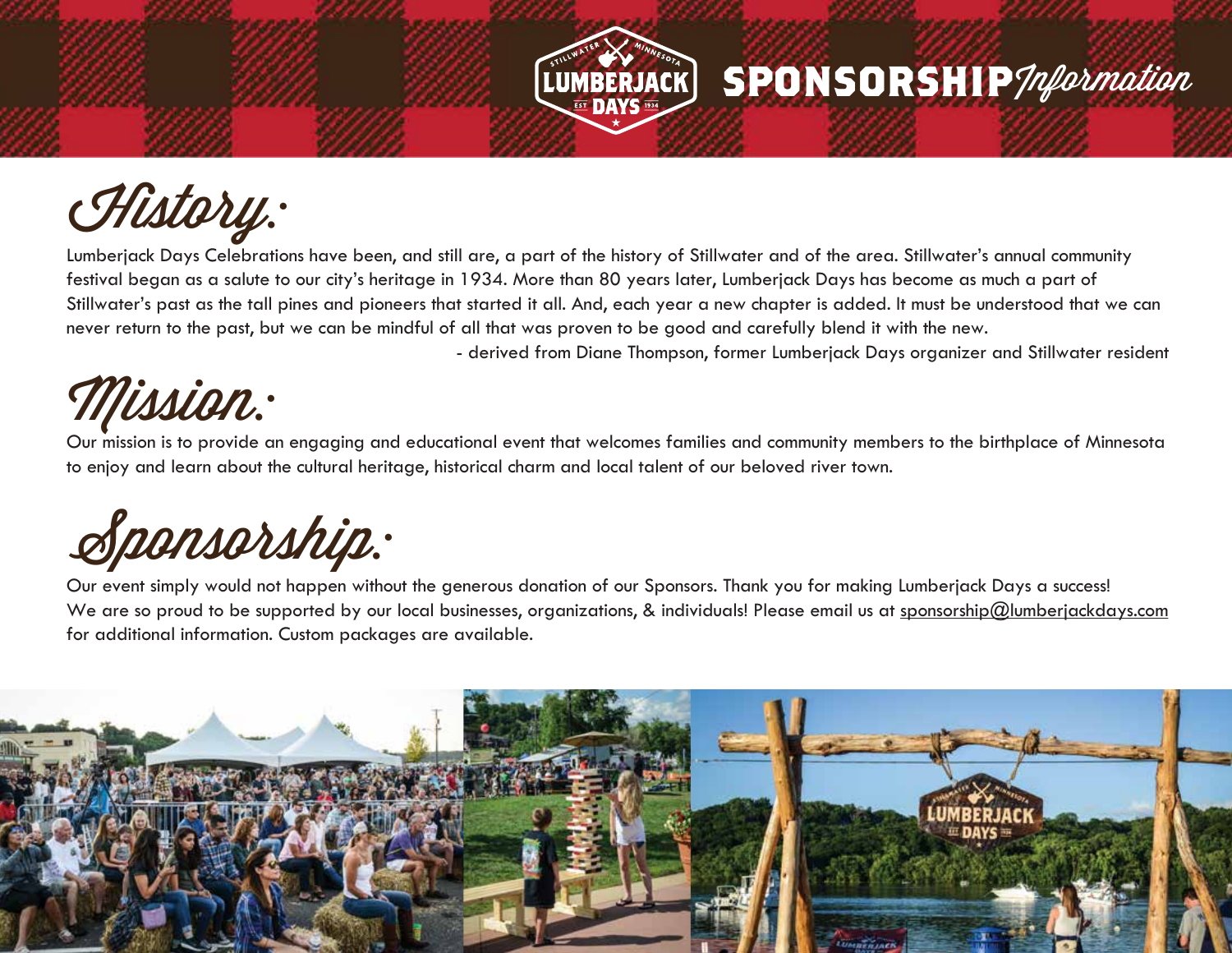# SPONSORSHIP *Information*

## *History:*

Lumberjack Days Celebrations have been, and still are, a part of the history of Stillwater and of the area. Stillwater's annual community festival began as a salute to our city's heritage in 1934. More than 80 years later, Lumberjack Days has become as much a part of Stillwater's past as the tall pines and pioneers that started it all. And, each year a new chapter is added. It must be understood that we can never return to the past, but we can be mindful of all that was proven to be good and carefully blend it with the new.

- derived from Diane Thompson, former Lumberjack Days organizer and Stillwater resident

## *Mission:*

Our mission is to provide an engaging and educational event that welcomes families and community members to the birthplace of Minnesota to enjoy and learn about the cultural heritage, historical charm and local talent of our beloved river town.

## *Sponsorship:*

Our event simply would not happen without the generous donation of our Sponsors. Thank you for making Lumberjack Days a success! We are so proud to be supported by our local businesses, organizations, & individuals! Please email us at sponsorship@lumberjackdays.com for additional information. Custom packages are available.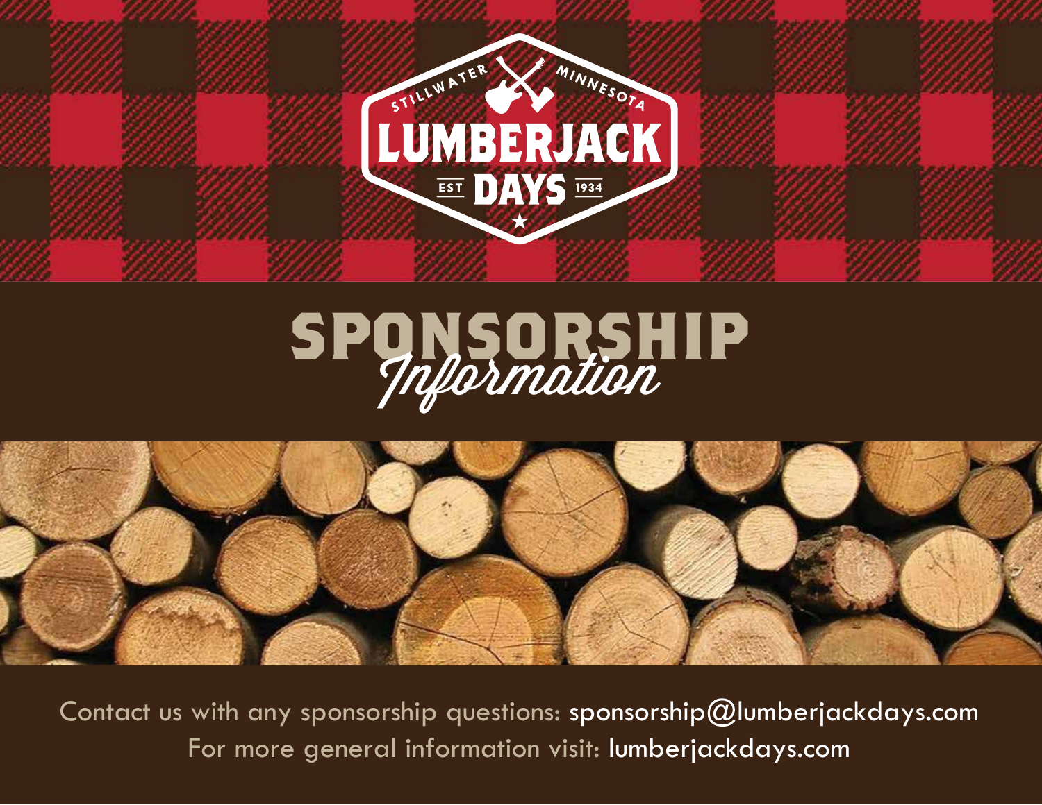STILLWATER MINNESOTA

# LUMBERJACK DAYS

EST 1934

# SPONSORSHIP *Information*

Contact us with any sponsorship questions: sponsorship@lumberjackdays.com
For more general information visit: lumberjackdays.com